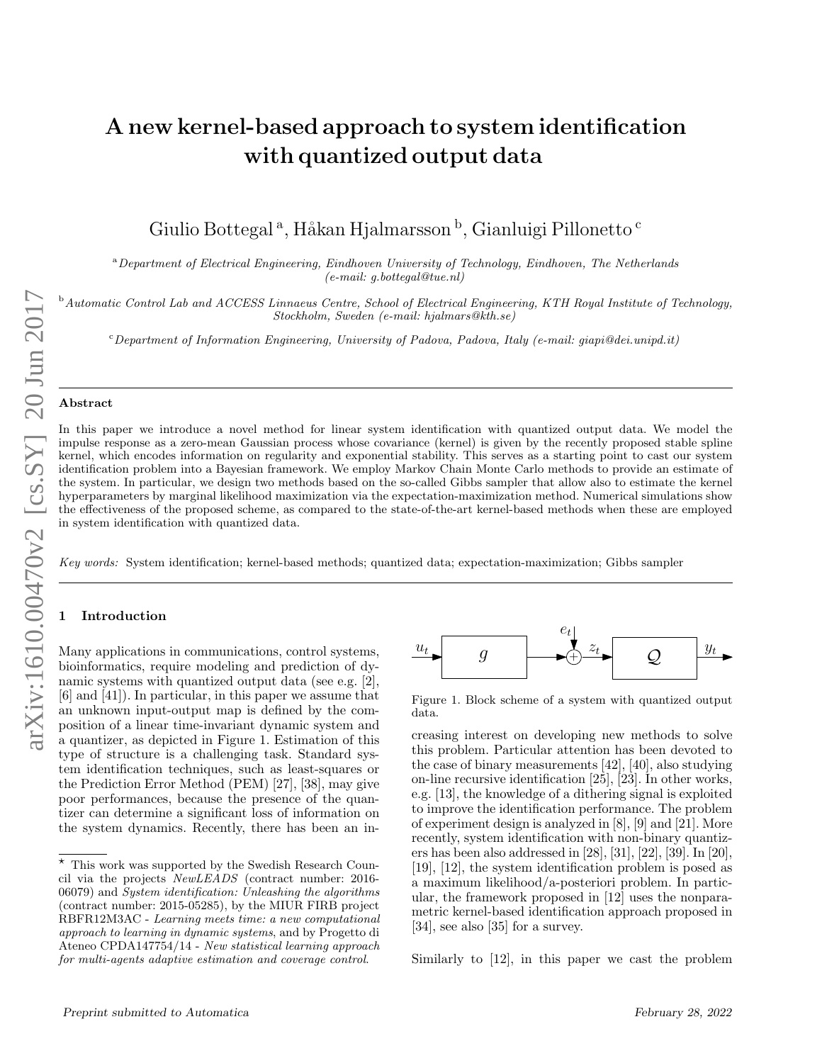# A new kernel-based approach to system identification with quantized output data

Giulio Bottegal [a], Håkan Hjalmarsson [b], Gianluigi Pillonetto [c]

[a] *Department of Electrical Engineering, Eindhoven University of Technology, Eindhoven, The Netherlands (e-mail: g.bottegal@tue.nl)*

[b] *Automatic Control Lab and ACCESS Linnaeus Centre, School of Electrical Engineering, KTH Royal Institute of Technology, Stockholm, Sweden (e-mail: hjalmars@kth.se)*

[c] *Department of Information Engineering, University of Padova, Padova, Italy (e-mail: giapi@dei.unipd.it)*

---

**Abstract**

In this paper we introduce a novel method for linear system identification with quantized output data. We model the impulse response as a zero-mean Gaussian process whose covariance (kernel) is given by the recently proposed stable spline kernel, which encodes information on regularity and exponential stability. This serves as a starting point to cast our system identification problem into a Bayesian framework. We employ Markov Chain Monte Carlo methods to provide an estimate of the system. In particular, we design two methods based on the so-called Gibbs sampler that allow also to estimate the kernel hyperparameters by marginal likelihood maximization via the expectation-maximization method. Numerical simulations show the effectiveness of the proposed scheme, as compared to the state-of-the-art kernel-based methods when these are employed in system identification with quantized data.

*Key words:* System identification; kernel-based methods; quantized data; expectation-maximization; Gibbs sampler

---

## 1 Introduction

Many applications in communications, control systems, bioinformatics, require modeling and prediction of dynamic systems with quantized output data (see e.g. [2], [6] and [41]). In particular, in this paper we assume that an unknown input-output map is defined by the composition of a linear time-invariant dynamic system and a quantizer, as depicted in Figure 1. Estimation of this type of structure is a challenging task. Standard system identification techniques, such as least-squares or the Prediction Error Method (PEM) [27], [38], may give poor performances, because the presence of the quantizer can determine a significant loss of information on the system dynamics. Recently, there has been an increasing interest on developing new methods to solve this problem. Particular attention has been devoted to the case of binary measurements [42], [40], also studying on-line recursive identification [25], [23]. In other works, e.g. [13], the knowledge of a dithering signal is exploited to improve the identification performance. The problem of experiment design is analyzed in [8], [9] and [21]. More recently, system identification with non-binary quantizers has been also addressed in [28], [31], [22], [39]. In [20], [19], [12], the system identification problem is posed as a maximum likelihood/a-posteriori problem. In particular, the framework proposed in [12] uses the nonparametric kernel-based identification approach proposed in [34], see also [35] for a survey.

Figure 1. Block scheme of a system with quantized output data.

Similarly to [12], in this paper we cast the problem

---

⋆ This work was supported by the Swedish Research Council via the projects *NewLEADS* (contract number: 2016-06079) and *System identification: Unleashing the algorithms* (contract number: 2015-05285), by the MIUR FIRB project RBFR12M3AC - *Learning meets time: a new computational approach to learning in dynamic systems*, and by Progetto di Ateneo CPDA147754/14 - *New statistical learning approach for multi-agents adaptive estimation and coverage control*.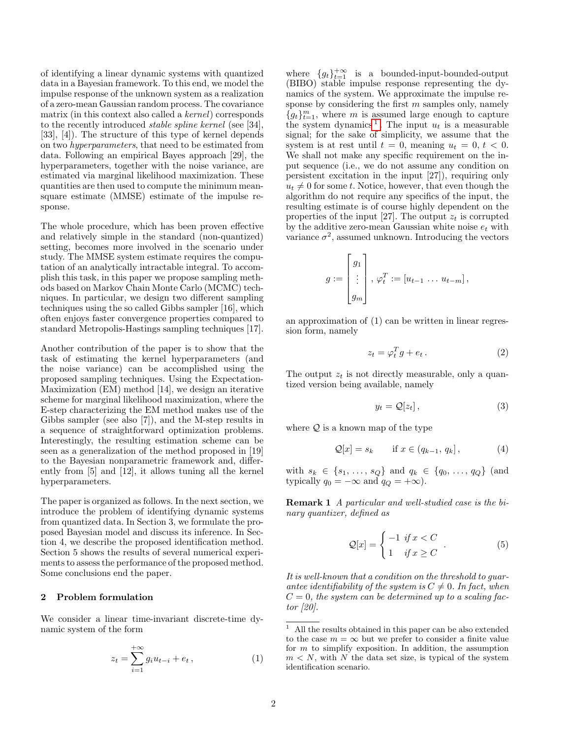of identifying a linear dynamic systems with quantized data in a Bayesian framework. To this end, we model the impulse response of the unknown system as a realization of a zero-mean Gaussian random process. The covariance matrix (in this context also called a *kernel*) corresponds to the recently introduced *stable spline kernel* (see [34], [33], [4]). The structure of this type of kernel depends on two *hyperparameters*, that need to be estimated from data. Following an empirical Bayes approach [29], the hyperparameters, together with the noise variance, are estimated via marginal likelihood maximization. These quantities are then used to compute the minimum mean-square estimate (MMSE) estimate of the impulse response.

The whole procedure, which has been proven effective and relatively simple in the standard (non-quantized) setting, becomes more involved in the scenario under study. The MMSE system estimate requires the computation of an analytically intractable integral. To accomplish this task, in this paper we propose sampling methods based on Markov Chain Monte Carlo (MCMC) techniques. In particular, we design two different sampling techniques using the so called Gibbs sampler [16], which often enjoys faster convergence properties compared to standard Metropolis-Hastings sampling techniques [17].

Another contribution of the paper is to show that the task of estimating the kernel hyperparameters (and the noise variance) can be accomplished using the proposed sampling techniques. Using the Expectation-Maximization (EM) method [14], we design an iterative scheme for marginal likelihood maximization, where the E-step characterizing the EM method makes use of the Gibbs sampler (see also [7]), and the M-step results in a sequence of straightforward optimization problems. Interestingly, the resulting estimation scheme can be seen as a generalization of the method proposed in [19] to the Bayesian nonparametric framework and, differently from [5] and [12], it allows tuning all the kernel hyperparameters.

The paper is organized as follows. In the next section, we introduce the problem of identifying dynamic systems from quantized data. In Section 3, we formulate the proposed Bayesian model and discuss its inference. In Section 4, we describe the proposed identification method. Section 5 shows the results of several numerical experiments to assess the performance of the proposed method. Some conclusions end the paper.

## 2 Problem formulation

We consider a linear time-invariant discrete-time dynamic system of the form

$$z_t = \sum_{i=1}^{+\infty} g_i u_{t-i} + e_t \,, \tag{1}$$

where $\{g_t\}_{t=1}^{+\infty}$ is a bounded-input-bounded-output (BIBO) stable impulse response representing the dynamics of the system. We approximate the impulse response by considering the first $m$ samples only, namely $\{g_t\}_{t=1}^{m}$, where $m$ is assumed large enough to capture the system dynamics[1]. The input $u_t$ is a measurable signal; for the sake of simplicity, we assume that the system is at rest until $t = 0$, meaning $u_t = 0, \, t < 0$. We shall not make any specific requirement on the input sequence (i.e., we do not assume any condition on persistent excitation in the input [27]), requiring only $u_t \neq 0$ for some $t$. Notice, however, that even though the algorithm do not require any specifics of the input, the resulting estimate is of course highly dependent on the properties of the input [27]. The output $z_t$ is corrupted by the additive zero-mean Gaussian white noise $e_t$ with variance $\sigma^2$, assumed unknown. Introducing the vectors

$$g := \begin{bmatrix} g_1 \\ \vdots \\ g_m \end{bmatrix}, \; \varphi_t^T := [u_{t-1} \, \dots \, u_{t-m}] \,,$$

an approximation of (1) can be written in linear regression form, namely

$$z_t = \varphi_t^T g + e_t \,. \tag{2}$$

The output $z_t$ is not directly measurable, only a quantized version being available, namely

$$y_t = \mathcal{Q}[z_t] \,, \tag{3}$$

where $\mathcal{Q}$ is a known map of the type

$$\mathcal{Q}[x] = s_k \qquad \text{if } x \in (q_{k-1}, \, q_k] \,, \tag{4}$$

with $s_k \in \{s_1, \dots, s_Q\}$ and $q_k \in \{q_0, \dots, q_Q\}$ (and typically $q_0 = -\infty$ and $q_Q = +\infty$).

**Remark 1** *A particular and well-studied case is the binary quantizer, defined as*

$$\mathcal{Q}[x] = \begin{cases} -1 & \text{if } x < C \\ 1 & \text{if } x \geq C \end{cases} \,. \tag{5}$$

*It is well-known that a condition on the threshold to guarantee identifiability of the system is $C \neq 0$. In fact, when $C = 0$, the system can be determined up to a scaling factor [20].*

[1] All the results obtained in this paper can be also extended to the case $m = \infty$ but we prefer to consider a finite value for $m$ to simplify exposition. In addition, the assumption $m < N$, with $N$ the data set size, is typical of the system identification scenario.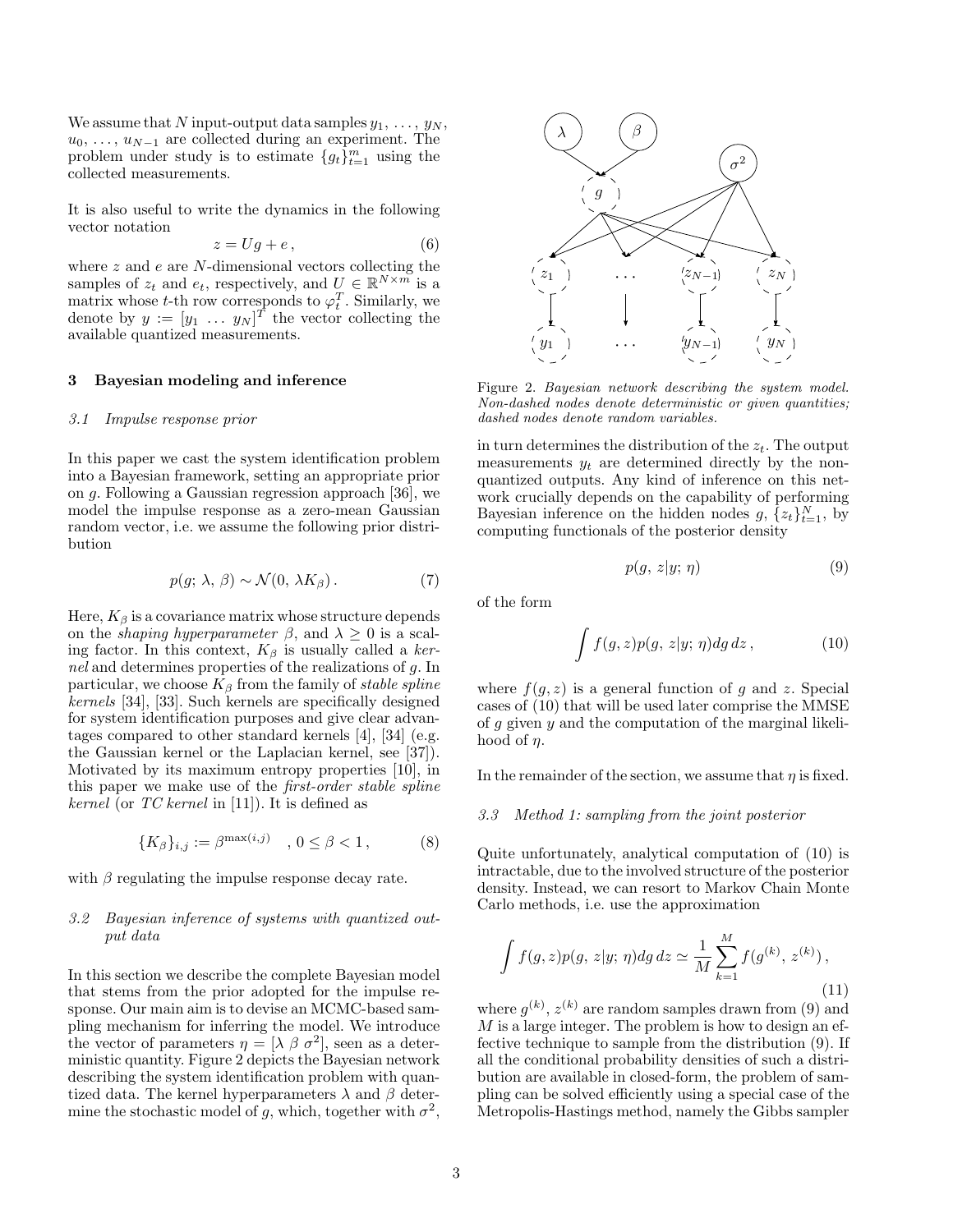We assume that $N$ input-output data samples $y_1, \ldots, y_N$, $u_0, \ldots, u_{N-1}$ are collected during an experiment. The problem under study is to estimate $\{g_t\}_{t=1}^m$ using the collected measurements.

It is also useful to write the dynamics in the following vector notation

$$z = Ug + e\,, \tag{6}$$

where $z$ and $e$ are $N$-dimensional vectors collecting the samples of $z_t$ and $e_t$, respectively, and $U \in \mathbb{R}^{N\times m}$ is a matrix whose $t$-th row corresponds to $\varphi_t^T$. Similarly, we denote by $y := [y_1 \ \ldots \ y_N]^T$ the vector collecting the available quantized measurements.

## 3 Bayesian modeling and inference

### 3.1 Impulse response prior

In this paper we cast the system identification problem into a Bayesian framework, setting an appropriate prior on $g$. Following a Gaussian regression approach [36], we model the impulse response as a zero-mean Gaussian random vector, i.e. we assume the following prior distribution

$$p(g;\, \lambda,\, \beta) \sim \mathcal{N}(0,\, \lambda K_\beta)\,. \tag{7}$$

Here, $K_\beta$ is a covariance matrix whose structure depends on the *shaping hyperparameter* $\beta$, and $\lambda \geq 0$ is a scaling factor. In this context, $K_\beta$ is usually called a *kernel* and determines properties of the realizations of $g$. In particular, we choose $K_\beta$ from the family of *stable spline kernels* [34], [33]. Such kernels are specifically designed for system identification purposes and give clear advantages compared to other standard kernels [4], [34] (e.g. the Gaussian kernel or the Laplacian kernel, see [37]). Motivated by its maximum entropy properties [10], in this paper we make use of the *first-order stable spline kernel* (or *TC kernel* in [11]). It is defined as

$$\{K_\beta\}_{i,j} := \beta^{\max(i,j)} \quad , 0 \leq \beta < 1\,, \tag{8}$$

with $\beta$ regulating the impulse response decay rate.

### 3.2 Bayesian inference of systems with quantized output data

In this section we describe the complete Bayesian model that stems from the prior adopted for the impulse response. Our main aim is to devise an MCMC-based sampling mechanism for inferring the model. We introduce the vector of parameters $\eta = [\lambda \ \beta \ \sigma^2]$, seen as a deterministic quantity. Figure 2 depicts the Bayesian network describing the system identification problem with quantized data. The kernel hyperparameters $\lambda$ and $\beta$ determine the stochastic model of $g$, which, together with $\sigma^2$, in turn determines the distribution of the $z_t$. The output measurements $y_t$ are determined directly by the non-quantized outputs. Any kind of inference on this network crucially depends on the capability of performing Bayesian inference on the hidden nodes $g$, $\{z_t\}_{t=1}^N$, by computing functionals of the posterior density

Figure 2. *Bayesian network describing the system model. Non-dashed nodes denote deterministic or given quantities; dashed nodes denote random variables.*

$$p(g,\, z|y;\, \eta) \tag{9}$$

of the form

$$\int f(g,z)p(g,\, z|y;\, \eta)dg\, dz\,, \tag{10}$$

where $f(g,z)$ is a general function of $g$ and $z$. Special cases of (10) that will be used later comprise the MMSE of $g$ given $y$ and the computation of the marginal likelihood of $\eta$.

In the remainder of the section, we assume that $\eta$ is fixed.

### 3.3 Method 1: sampling from the joint posterior

Quite unfortunately, analytical computation of (10) is intractable, due to the involved structure of the posterior density. Instead, we can resort to Markov Chain Monte Carlo methods, i.e. use the approximation

$$\int f(g,z)p(g,\, z|y;\, \eta)dg\, dz \simeq \frac{1}{M}\sum_{k=1}^{M} f(g^{(k)},\, z^{(k)})\,, \tag{11}$$

where $g^{(k)}$, $z^{(k)}$ are random samples drawn from (9) and $M$ is a large integer. The problem is how to design an effective technique to sample from the distribution (9). If all the conditional probability densities of such a distribution are available in closed-form, the problem of sampling can be solved efficiently using a special case of the Metropolis-Hastings method, namely the Gibbs sampler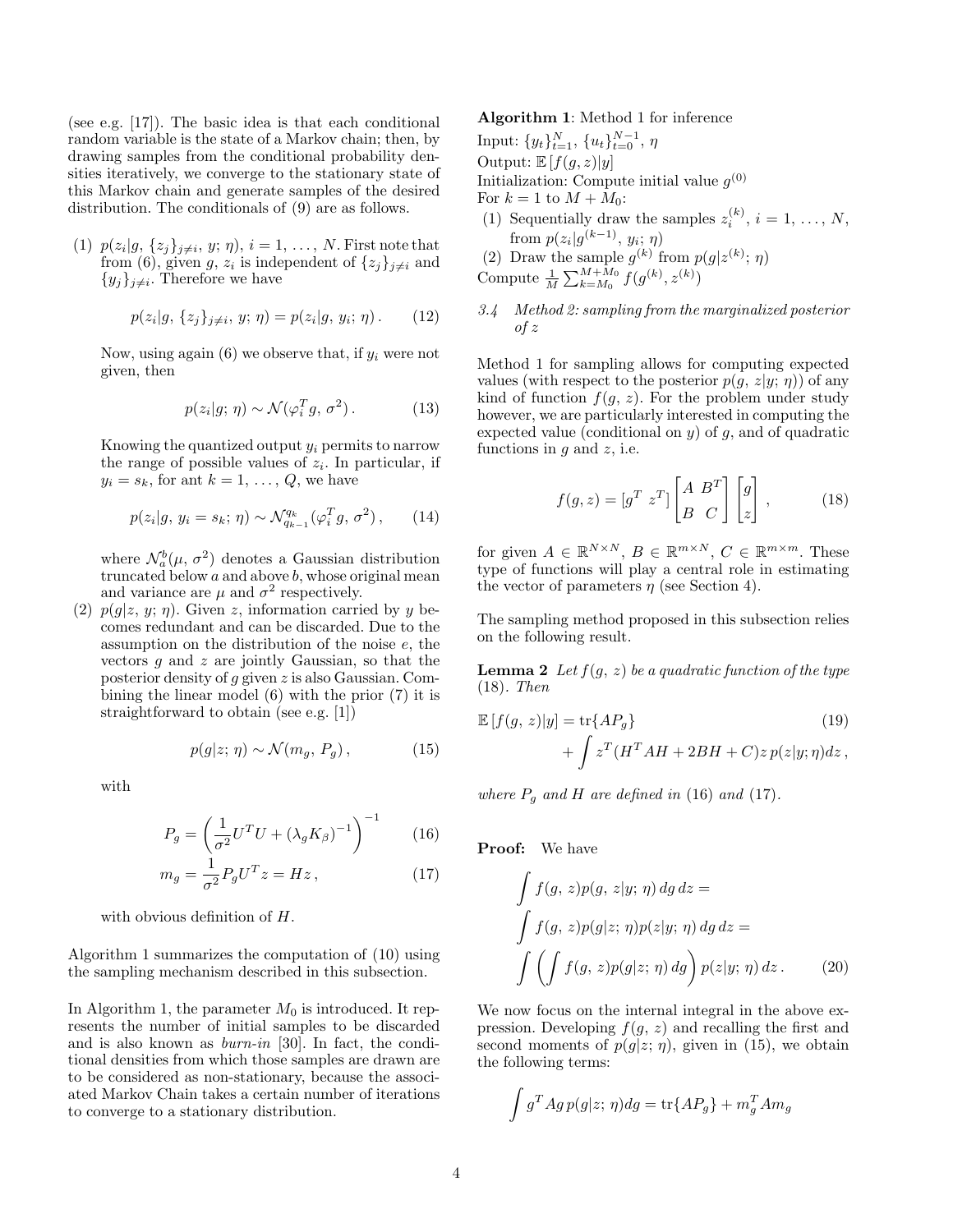(see e.g. [17]). The basic idea is that each conditional random variable is the state of a Markov chain; then, by drawing samples from the conditional probability densities iteratively, we converge to the stationary state of this Markov chain and generate samples of the desired distribution. The conditionals of (9) are as follows.

(1) $p(z_i|g,\,\{z_j\}_{j\neq i},\,y;\,\eta)$, $i=1,\,\ldots,\,N$. First note that from (6), given $g$, $z_i$ is independent of $\{z_j\}_{j\neq i}$ and $\{y_j\}_{j\neq i}$. Therefore we have

$$p(z_i|g,\,\{z_j\}_{j\neq i},\,y;\,\eta) = p(z_i|g,\,y_i;\,\eta)\,. \tag{12}$$

Now, using again (6) we observe that, if $y_i$ were not given, then

$$p(z_i|g;\,\eta) \sim \mathcal{N}(\varphi_i^T g,\,\sigma^2)\,. \tag{13}$$

Knowing the quantized output $y_i$ permits to narrow the range of possible values of $z_i$. In particular, if $y_i = s_k$, for ant $k=1,\,\ldots,\,Q$, we have

$$p(z_i|g,\,y_i=s_k;\,\eta) \sim \mathcal{N}_{q_{k-1}}^{q_k}(\varphi_i^T g,\,\sigma^2)\,, \tag{14}$$

where $\mathcal{N}_a^b(\mu,\,\sigma^2)$ denotes a Gaussian distribution truncated below $a$ and above $b$, whose original mean and variance are $\mu$ and $\sigma^2$ respectively.

(2) $p(g|z,\,y;\,\eta)$. Given $z$, information carried by $y$ becomes redundant and can be discarded. Due to the assumption on the distribution of the noise $e$, the vectors $g$ and $z$ are jointly Gaussian, so that the posterior density of $g$ given $z$ is also Gaussian. Combining the linear model (6) with the prior (7) it is straightforward to obtain (see e.g. [1])

$$p(g|z;\,\eta) \sim \mathcal{N}(m_g,\,P_g)\,, \tag{15}$$

with

$$P_g = \left(\frac{1}{\sigma^2}U^TU + (\lambda_g K_\beta)^{-1}\right)^{-1} \tag{16}$$

$$m_g = \frac{1}{\sigma^2}P_g U^T z = Hz\,, \tag{17}$$

with obvious definition of $H$.

Algorithm 1 summarizes the computation of (10) using the sampling mechanism described in this subsection.

In Algorithm 1, the parameter $M_0$ is introduced. It represents the number of initial samples to be discarded and is also known as *burn-in* [30]. In fact, the conditional densities from which those samples are drawn are to be considered as non-stationary, because the associated Markov Chain takes a certain number of iterations to converge to a stationary distribution.

**Algorithm 1**: Method 1 for inference

Input: $\{y_t\}_{t=1}^N$, $\{u_t\}_{t=0}^{N-1}$, $\eta$
Output: $\mathbb{E}\left[f(g,z)|y\right]$
Initialization: Compute initial value $g^{(0)}$
For $k=1$ to $M+M_0$:
(1) Sequentially draw the samples $z_i^{(k)}$, $i=1,\,\ldots,\,N$, from $p(z_i|g^{(k-1)},\,y_i;\,\eta)$
(2) Draw the sample $g^{(k)}$ from $p(g|z^{(k)};\,\eta)$
Compute $\frac{1}{M}\sum_{k=M_0}^{M+M_0} f(g^{(k)},z^{(k)})$

### 3.4 Method 2: sampling from the marginalized posterior of z

Method 1 for sampling allows for computing expected values (with respect to the posterior $p(g,\,z|y;\,\eta)$) of any kind of function $f(g,\,z)$. For the problem under study however, we are particularly interested in computing the expected value (conditional on $y$) of $g$, and of quadratic functions in $g$ and $z$, i.e.

$$f(g,z) = [g^T\;\; z^T]\begin{bmatrix} A & B^T \\ B & C\end{bmatrix}\begin{bmatrix} g \\ z\end{bmatrix}\,, \tag{18}$$

for given $A\in\mathbb{R}^{N\times N}$, $B\in\mathbb{R}^{m\times N}$, $C\in\mathbb{R}^{m\times m}$. These type of functions will play a central role in estimating the vector of parameters $\eta$ (see Section 4).

The sampling method proposed in this subsection relies on the following result.

**Lemma 2** *Let $f(g,\,z)$ be a quadratic function of the type (18). Then*

$$\begin{aligned}\mathbb{E}\left[f(g,\,z)|y\right] &= \mathrm{tr}\{AP_g\} \\ &\quad + \int z^T(H^TAH + 2BH + C)z\,p(z|y;\eta)dz\,,\end{aligned} \tag{19}$$

*where $P_g$ and $H$ are defined in (16) and (17).*

**Proof:** We have

$$\begin{aligned}&\int f(g,\,z)p(g,\,z|y;\,\eta)\,dg\,dz = \\ &\int f(g,\,z)p(g|z;\,\eta)p(z|y;\,\eta)\,dg\,dz = \\ &\int\left(\int f(g,\,z)p(g|z;\,\eta)\,dg\right)p(z|y;\,\eta)\,dz\,.\end{aligned} \tag{20}$$

We now focus on the internal integral in the above expression. Developing $f(g,\,z)$ and recalling the first and second moments of $p(g|z;\,\eta)$, given in (15), we obtain the following terms:

$$\int g^TAg\,p(g|z;\,\eta)dg = \mathrm{tr}\{AP_g\} + m_g^TAm_g$$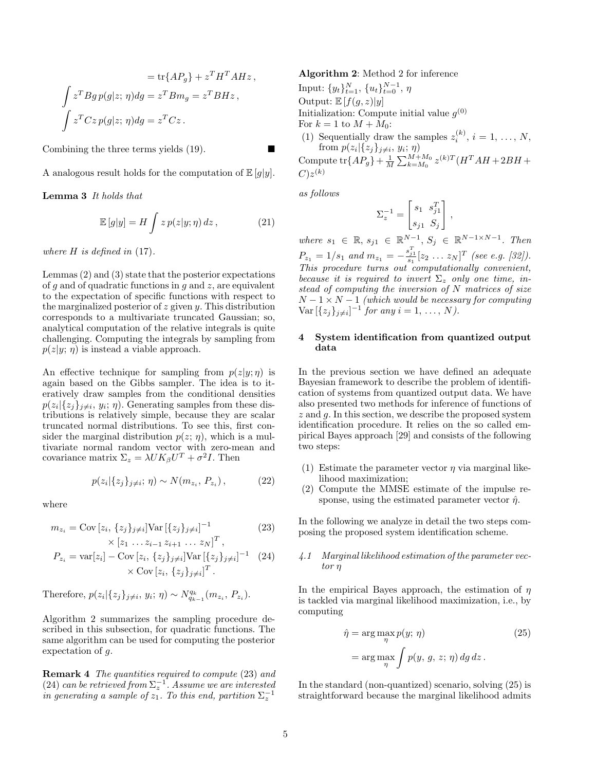$$
\begin{aligned}
&= \mathrm{tr}\{AP_g\} + z^T H^T A H z\,, \\
\int z^T B g\, p(g|z;\,\eta) dg &= z^T B m_g = z^T B H z\,, \\
\int z^T C z\, p(g|z;\,\eta) dg &= z^T C z\,.
\end{aligned}
$$

Combining the three terms yields (19). ■

A analogous result holds for the computation of $\mathbb{E}\,[g|y]$.

**Lemma 3** *It holds that*

$$
\mathbb{E}\,[g|y] = H \int z\, p(z|y;\eta)\, dz\,, \tag{21}
$$

*where $H$ is defined in* (17).

Lemmas (2) and (3) state that the posterior expectations of $g$ and of quadratic functions in $g$ and $z$, are equivalent to the expectation of specific functions with respect to the marginalized posterior of $z$ given $y$. This distribution corresponds to a multivariate truncated Gaussian; so, analytical computation of the relative integrals is quite challenging. Computing the integrals by sampling from $p(z|y;\,\eta)$ is instead a viable approach.

An effective technique for sampling from $p(z|y;\eta)$ is again based on the Gibbs sampler. The idea is to iteratively draw samples from the conditional densities $p(z_i|\{z_j\}_{j\neq i},\, y_i;\,\eta)$. Generating samples from these distributions is relatively simple, because they are scalar truncated normal distributions. To see this, first consider the marginal distribution $p(z;\,\eta)$, which is a multivariate normal random vector with zero-mean and covariance matrix $\Sigma_z = \lambda U K_\beta U^T + \sigma^2 I$. Then

$$
p(z_i|\{z_j\}_{j\neq i};\,\eta) \sim N(m_{z_i},\, P_{z_i})\,, \tag{22}
$$

where

$$
\begin{aligned}
m_{z_i} &= \mathrm{Cov}\,[z_i,\,\{z_j\}_{j\neq i}]\mathrm{Var}\,[\{z_j\}_{j\neq i}]^{-1} \qquad (23)\\
&\quad\times [z_1 \,\ldots z_{i-1}\, z_{i+1}\,\ldots\, z_N]^T\,, \\
P_{z_i} &= \mathrm{var}[z_i] - \mathrm{Cov}\,[z_i,\,\{z_j\}_{j\neq i}]\mathrm{Var}\,[\{z_j\}_{j\neq i}]^{-1} \qquad (24)\\
&\quad\times \mathrm{Cov}\,[z_i,\,\{z_j\}_{j\neq i}]^T\,.
\end{aligned}
$$

Therefore, $p(z_i|\{z_j\}_{j\neq i},\, y_i;\,\eta) \sim N^{q_k}_{q_{k-1}}(m_{z_i},\, P_{z_i})$.

Algorithm 2 summarizes the sampling procedure described in this subsection, for quadratic functions. The same algorithm can be used for computing the posterior expectation of $g$.

**Remark 4** *The quantities required to compute* (23) *and* (24) *can be retrieved from $\Sigma_z^{-1}$. Assume we are interested in generating a sample of $z_1$. To this end, partition $\Sigma_z^{-1}$*

**Algorithm 2**: Method 2 for inference

Input: $\{y_t\}_{t=1}^N$, $\{u_t\}_{t=0}^{N-1}$, $\eta$
Output: $\mathbb{E}\,[f(g,z)|y]$
Initialization: Compute initial value $g^{(0)}$
For $k = 1$ to $M + M_0$:

(1) Sequentially draw the samples $z_i^{(k)}$, $i = 1,\,\ldots,\,N$, from $p(z_i|\{z_j\}_{j\neq i},\, y_i;\,\eta)$

Compute $\mathrm{tr}\{AP_g\} + \frac{1}{M}\sum_{k=M_0}^{M+M_0} z^{(k)T}(H^T A H + 2BH + C)z^{(k)}$

*as follows*

$$
\Sigma_z^{-1} = \begin{bmatrix} s_1 & s_{j1}^T \\ s_{j1} & S_j \end{bmatrix},
$$

*where $s_1 \in \mathbb{R}$, $s_{j1} \in \mathbb{R}^{N-1}$, $S_j \in \mathbb{R}^{N-1\times N-1}$. Then $P_{z_1} = 1/s_1$ and $m_{z_1} = -\frac{s_{j1}^T}{s_1}[z_2\,\ldots\, z_N]^T$ (see e.g. [32]). This procedure turns out computationally convenient, because it is required to invert $\Sigma_z$ only one time, instead of computing the inversion of $N$ matrices of size $N-1\times N-1$ (which would be necessary for computing $\mathrm{Var}\,[\{z_j\}_{j\neq i}]^{-1}$ for any $i = 1,\,\ldots,\,N$).*

## 4 System identification from quantized output data

In the previous section we have defined an adequate Bayesian framework to describe the problem of identification of systems from quantized output data. We have also presented two methods for inference of functions of $z$ and $g$. In this section, we describe the proposed system identification procedure. It relies on the so called empirical Bayes approach [29] and consists of the following two steps:

(1) Estimate the parameter vector $\eta$ via marginal likelihood maximization;
(2) Compute the MMSE estimate of the impulse response, using the estimated parameter vector $\hat{\eta}$.

In the following we analyze in detail the two steps composing the proposed system identification scheme.

### *4.1 Marginal likelihood estimation of the parameter vector $\eta$*

In the empirical Bayes approach, the estimation of $\eta$ is tackled via marginal likelihood maximization, i.e., by computing

$$
\begin{aligned}
\hat{\eta} &= \arg\max_\eta p(y;\,\eta) \qquad (25)\\
&= \arg\max_\eta \int p(y,\,g,\,z;\,\eta)\, dg\, dz\,.
\end{aligned}
$$

In the standard (non-quantized) scenario, solving (25) is straightforward because the marginal likelihood admits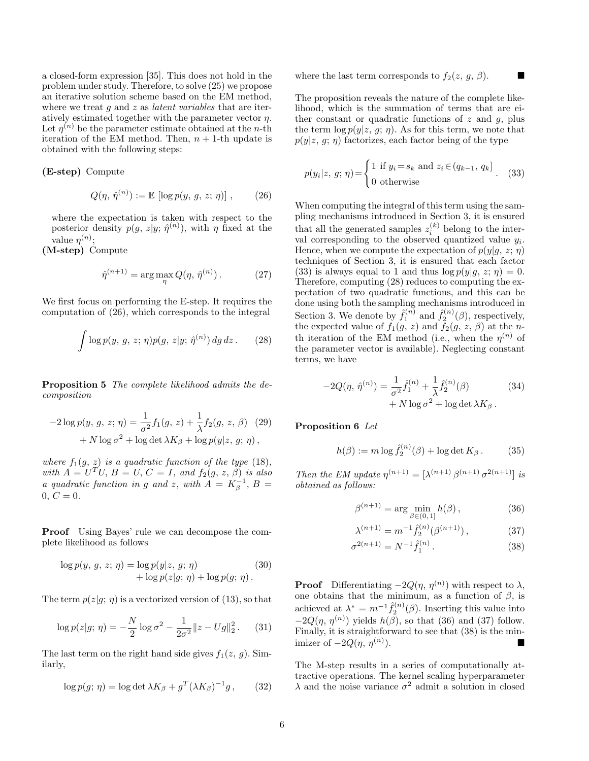a closed-form expression [35]. This does not hold in the problem under study. Therefore, to solve (25) we propose an iterative solution scheme based on the EM method, where we treat $g$ and $z$ as *latent variables* that are iteratively estimated together with the parameter vector $\eta$. Let $\eta^{(n)}$ be the parameter estimate obtained at the $n$-th iteration of the EM method. Then, $n+1$-th update is obtained with the following steps:

**(E-step)** Compute

$$Q(\eta,\, \hat{\eta}^{(n)}) := \mathbb{E}\left[\log p(y,\, g,\, z;\, \eta)\right], \tag{26}$$

where the expectation is taken with respect to the posterior density $p(g,\, z|y;\, \hat{\eta}^{(n)})$, with $\eta$ fixed at the value $\eta^{(n)}$;

**(M-step)** Compute

$$\hat{\eta}^{(n+1)} = \arg\max_{\eta} Q(\eta,\, \hat{\eta}^{(n)}). \tag{27}$$

We first focus on performing the E-step. It requires the computation of (26), which corresponds to the integral

$$\int \log p(y,\, g,\, z;\, \eta) p(g,\, z|y;\, \hat{\eta}^{(n)})\, dg\, dz. \tag{28}$$

**Proposition 5** *The complete likelihood admits the decomposition*

$$\begin{aligned} -2\log p(y,\, g,\, z;\, \eta) = \frac{1}{\sigma^2} f_1(g,\, z) + \frac{1}{\lambda} f_2(g,\, z,\, \beta) \\ + N\log\sigma^2 + \log\det\lambda K_\beta + \log p(y|z,\, g;\, \eta), \end{aligned} \tag{29}$$

*where $f_1(g,\, z)$ is a quadratic function of the type (18), with $A = U^T U$, $B = U$, $C = I$, and $f_2(g,\, z,\, \beta)$ is also a quadratic function in $g$ and $z$, with $A = K_\beta^{-1}$, $B = 0$, $C = 0$.*

**Proof** Using Bayes' rule we can decompose the complete likelihood as follows

$$\begin{aligned} \log p(y,\, g,\, z;\, \eta) = \log p(y|z,\, g;\, \eta) \\ + \log p(z|g;\, \eta) + \log p(g;\, \eta). \end{aligned} \tag{30}$$

The term $p(z|g;\, \eta)$ is a vectorized version of (13), so that

$$\log p(z|g;\, \eta) = -\frac{N}{2}\log\sigma^2 - \frac{1}{2\sigma^2}\|z - Ug\|_2^2. \tag{31}$$

The last term on the right hand side gives $f_1(z,\, g)$. Similarly,

$$\log p(g;\, \eta) = \log\det\lambda K_\beta + g^T(\lambda K_\beta)^{-1} g, \tag{32}$$

where the last term corresponds to $f_2(z,\, g,\, \beta)$. ■

The proposition reveals the nature of the complete likelihood, which is the summation of terms that are either constant or quadratic functions of $z$ and $g$, plus the term $\log p(y|z,\, g;\, \eta)$. As for this term, we note that $p(y|z,\, g;\, \eta)$ factorizes, each factor being of the type

$$p(y_i|z,\, g;\, \eta) = \begin{cases} 1 \text{ if } y_i = s_k \text{ and } z_i \in (q_{k-1},\, q_k] \\ 0 \text{ otherwise} \end{cases}. \tag{33}$$

When computing the integral of this term using the sampling mechanisms introduced in Section 3, it is ensured that all the generated samples $z_i^{(k)}$ belong to the interval corresponding to the observed quantized value $y_i$. Hence, when we compute the expectation of $p(y|g,\, z;\, \eta)$ techniques of Section 3, it is ensured that each factor (33) is always equal to 1 and thus $\log p(y|g,\, z;\, \eta) = 0$. Therefore, computing (28) reduces to computing the expectation of two quadratic functions, and this can be done using both the sampling mechanisms introduced in Section 3. We denote by $\hat{f}_1^{(n)}$ and $\hat{f}_2^{(n)}(\beta)$, respectively, the expected value of $f_1(g,\, z)$ and $f_2(g,\, z,\, \beta)$ at the $n$-th iteration of the EM method (i.e., when the $\eta^{(n)}$ of the parameter vector is available). Neglecting constant terms, we have

$$\begin{aligned} -2Q(\eta,\, \hat{\eta}^{(n)}) = \frac{1}{\sigma^2}\hat{f}_1^{(n)} + \frac{1}{\lambda}\hat{f}_2^{(n)}(\beta) \\ + N\log\sigma^2 + \log\det\lambda K_\beta. \end{aligned} \tag{34}$$

**Proposition 6** *Let*

$$h(\beta) := m\log\hat{f}_2^{(n)}(\beta) + \log\det K_\beta. \tag{35}$$

*Then the EM update $\eta^{(n+1)} = [\lambda^{(n+1)}\, \beta^{(n+1)}\, \sigma^{2(n+1)}]$ is obtained as follows:*

$$\beta^{(n+1)} = \arg\min_{\beta\in(0,\,1]} h(\beta), \tag{36}$$

$$\lambda^{(n+1)} = m^{-1}\hat{f}_2^{(n)}(\beta^{(n+1)}), \tag{37}$$

$$\sigma^{2(n+1)} = N^{-1}\hat{f}_1^{(n)}. \tag{38}$$

**Proof** Differentiating $-2Q(\eta,\, \eta^{(n)})$ with respect to $\lambda$, one obtains that the minimum, as a function of $\beta$, is achieved at $\lambda^* = m^{-1}\hat{f}_2^{(n)}(\beta)$. Inserting this value into $-2Q(\eta,\, \eta^{(n)})$ yields $h(\beta)$, so that (36) and (37) follow. Finally, it is straightforward to see that (38) is the minimizer of $-2Q(\eta,\, \eta^{(n)})$. ■

The M-step results in a series of computationally attractive operations. The kernel scaling hyperparameter $\lambda$ and the noise variance $\sigma^2$ admit a solution in closed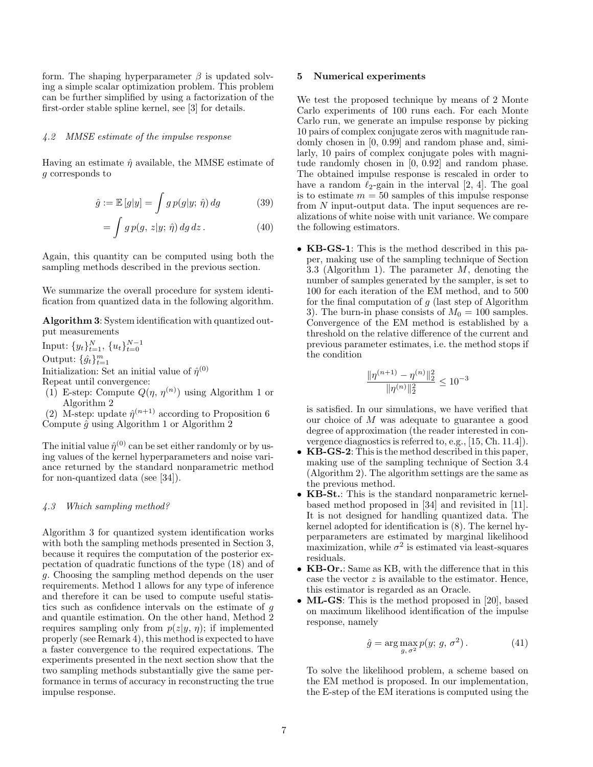form. The shaping hyperparameter $\beta$ is updated solving a simple scalar optimization problem. This problem can be further simplified by using a factorization of the first-order stable spline kernel, see [3] for details.

### 4.2 MMSE estimate of the impulse response

Having an estimate $\hat{\eta}$ available, the MMSE estimate of $g$ corresponds to

$$\hat{g} := \mathbb{E}\left[g|y\right] = \int g\, p(g|y;\, \hat{\eta})\, dg \tag{39}$$

$$= \int g\, p(g,\, z|y;\, \hat{\eta})\, dg\, dz\,. \tag{40}$$

Again, this quantity can be computed using both the sampling methods described in the previous section.

We summarize the overall procedure for system identification from quantized data in the following algorithm.

**Algorithm 3**: System identification with quantized output measurements

Input: $\{y_t\}_{t=1}^{N}$, $\{u_t\}_{t=0}^{N-1}$

Output: $\{\hat{g}_t\}_{t=1}^{m}$

Initialization: Set an initial value of $\hat{\eta}^{(0)}$

Repeat until convergence:

(1) E-step: Compute $Q(\eta,\, \eta^{(n)})$ using Algorithm 1 or Algorithm 2

(2) M-step: update $\hat{\eta}^{(n+1)}$ according to Proposition 6

Compute $\hat{g}$ using Algorithm 1 or Algorithm 2

The initial value $\hat{\eta}^{(0)}$ can be set either randomly or by using values of the kernel hyperparameters and noise variance returned by the standard nonparametric method for non-quantized data (see [34]).

### 4.3 Which sampling method?

Algorithm 3 for quantized system identification works with both the sampling methods presented in Section 3, because it requires the computation of the posterior expectation of quadratic functions of the type (18) and of $g$. Choosing the sampling method depends on the user requirements. Method 1 allows for any type of inference and therefore it can be used to compute useful statistics such as confidence intervals on the estimate of $g$ and quantile estimation. On the other hand, Method 2 requires sampling only from $p(z|y,\, \eta)$; if implemented properly (see Remark 4), this method is expected to have a faster convergence to the required expectations. The experiments presented in the next section show that the two sampling methods substantially give the same performance in terms of accuracy in reconstructing the true impulse response.

## 5 Numerical experiments

We test the proposed technique by means of 2 Monte Carlo experiments of 100 runs each. For each Monte Carlo run, we generate an impulse response by picking 10 pairs of complex conjugate zeros with magnitude randomly chosen in [0, 0.99] and random phase and, similarly, 10 pairs of complex conjugate poles with magnitude randomly chosen in [0, 0.92] and random phase. The obtained impulse response is rescaled in order to have a random $\ell_2$-gain in the interval [2, 4]. The goal is to estimate $m = 50$ samples of this impulse response from $N$ input-output data. The input sequences are realizations of white noise with unit variance. We compare the following estimators.

- **KB-GS-1**: This is the method described in this paper, making use of the sampling technique of Section 3.3 (Algorithm 1). The parameter $M$, denoting the number of samples generated by the sampler, is set to 100 for each iteration of the EM method, and to 500 for the final computation of $g$ (last step of Algorithm 3). The burn-in phase consists of $M_0 = 100$ samples. Convergence of the EM method is established by a threshold on the relative difference of the current and previous parameter estimates, i.e. the method stops if the condition

$$\frac{\|\eta^{(n+1)} - \eta^{(n)}\|_2^2}{\|\eta^{(n)}\|_2^2} \leq 10^{-3}$$

  is satisfied. In our simulations, we have verified that our choice of $M$ was adequate to guarantee a good degree of approximation (the reader interested in convergence diagnostics is referred to, e.g., [15, Ch. 11.4]).
- **KB-GS-2**: This is the method described in this paper, making use of the sampling technique of Section 3.4 (Algorithm 2). The algorithm settings are the same as the previous method.
- **KB-St.**: This is the standard nonparametric kernel-based method proposed in [34] and revisited in [11]. It is not designed for handling quantized data. The kernel adopted for identification is (8). The kernel hyperparameters are estimated by marginal likelihood maximization, while $\sigma^2$ is estimated via least-squares residuals.
- **KB-Or.**: Same as KB, with the difference that in this case the vector $z$ is available to the estimator. Hence, this estimator is regarded as an Oracle.
- **ML-GS**: This is the method proposed in [20], based on maximum likelihood identification of the impulse response, namely

$$\hat{g} = \arg\max_{g,\, \sigma^2} p(y;\, g,\, \sigma^2)\,. \tag{41}$$

  To solve the likelihood problem, a scheme based on the EM method is proposed. In our implementation, the E-step of the EM iterations is computed using the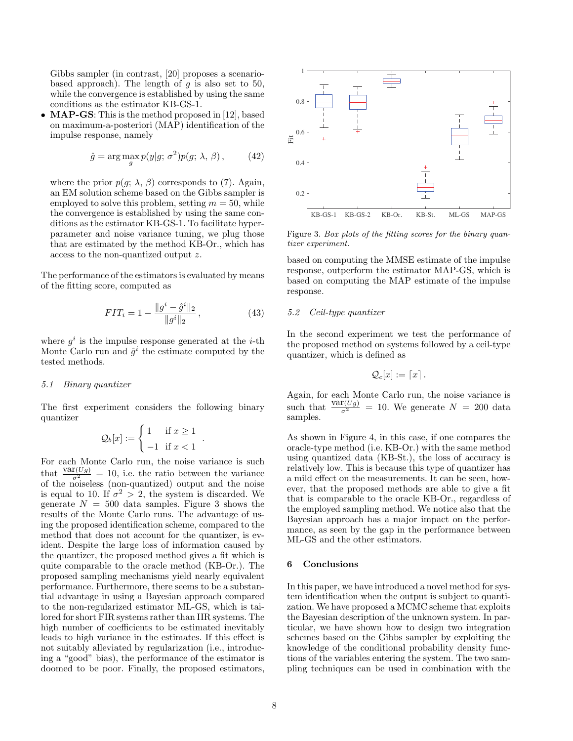Gibbs sampler (in contrast, [20] proposes a scenario-based approach). The length of $g$ is also set to 50, while the convergence is established by using the same conditions as the estimator KB-GS-1.

- **MAP-GS**: This is the method proposed in [12], based on maximum-a-posteriori (MAP) identification of the impulse response, namely

$$\hat{g} = \arg\max_{g} p(y|g;\, \sigma^2) p(g;\, \lambda,\, \beta)\,, \tag{42}$$

  where the prior $p(g;\, \lambda,\, \beta)$ corresponds to (7). Again, an EM solution scheme based on the Gibbs sampler is employed to solve this problem, setting $m = 50$, while the convergence is established by using the same conditions as the estimator KB-GS-1. To facilitate hyperparameter and noise variance tuning, we plug those that are estimated by the method KB-Or., which has access to the non-quantized output $z$.

The performance of the estimators is evaluated by means of the fitting score, computed as

$$FIT_i = 1 - \frac{\|g^i - \hat{g}^i\|_2}{\|g^i\|_2}\,, \tag{43}$$

where $g^i$ is the impulse response generated at the $i$-th Monte Carlo run and $\hat{g}^i$ the estimate computed by the tested methods.

### *5.1 Binary quantizer*

The first experiment considers the following binary quantizer

$$\mathcal{Q}_b[x] := \begin{cases} 1 & \text{if } x \geq 1 \\ -1 & \text{if } x < 1 \end{cases}.$$

For each Monte Carlo run, the noise variance is such that $\frac{\text{var}(U g)}{\sigma^2} = 10$, i.e. the ratio between the variance of the noiseless (non-quantized) output and the noise is equal to 10. If $\sigma^2 > 2$, the system is discarded. We generate $N = 500$ data samples. Figure 3 shows the results of the Monte Carlo runs. The advantage of using the proposed identification scheme, compared to the method that does not account for the quantizer, is evident. Despite the large loss of information caused by the quantizer, the proposed method gives a fit which is quite comparable to the oracle method (KB-Or.). The proposed sampling mechanisms yield nearly equivalent performance. Furthermore, there seems to be a substantial advantage in using a Bayesian approach compared to the non-regularized estimator ML-GS, which is tailored for short FIR systems rather than IIR systems. The high number of coefficients to be estimated inevitably leads to high variance in the estimates. If this effect is not suitably alleviated by regularization (i.e., introducing a "good" bias), the performance of the estimator is doomed to be poor. Finally, the proposed estimators, based on computing the MMSE estimate of the impulse response, outperform the estimator MAP-GS, which is based on computing the MAP estimate of the impulse response.

*Figure 3. Box plots of the fitting scores for the binary quantizer experiment.*

### *5.2 Ceil-type quantizer*

In the second experiment we test the performance of the proposed method on systems followed by a ceil-type quantizer, which is defined as

$$\mathcal{Q}_c[x] := \lceil x \rceil\,.$$

Again, for each Monte Carlo run, the noise variance is such that $\frac{\text{var}(U g)}{\sigma^2} = 10$. We generate $N = 200$ data samples.

As shown in Figure 4, in this case, if one compares the oracle-type method (i.e. KB-Or.) with the same method using quantized data (KB-St.), the loss of accuracy is relatively low. This is because this type of quantizer has a mild effect on the measurements. It can be seen, however, that the proposed methods are able to give a fit that is comparable to the oracle KB-Or., regardless of the employed sampling method. We notice also that the Bayesian approach has a major impact on the performance, as seen by the gap in the performance between ML-GS and the other estimators.

## 6 Conclusions

In this paper, we have introduced a novel method for system identification when the output is subject to quantization. We have proposed a MCMC scheme that exploits the Bayesian description of the unknown system. In particular, we have shown how to design two integration schemes based on the Gibbs sampler by exploiting the knowledge of the conditional probability density functions of the variables entering the system. The two sampling techniques can be used in combination with the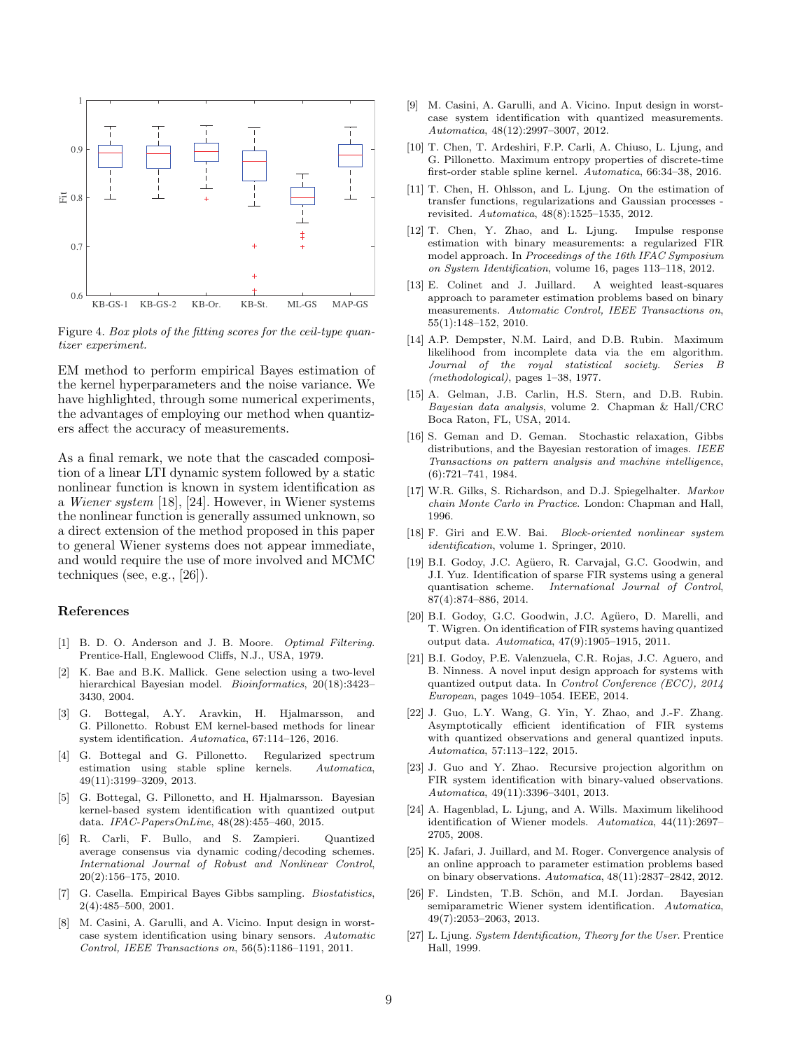Figure 4. *Box plots of the fitting scores for the ceil-type quantizer experiment.*

EM method to perform empirical Bayes estimation of the kernel hyperparameters and the noise variance. We have highlighted, through some numerical experiments, the advantages of employing our method when quantizers affect the accuracy of measurements.

As a final remark, we note that the cascaded composition of a linear LTI dynamic system followed by a static nonlinear function is known in system identification as a *Wiener system* [18], [24]. However, in Wiener systems the nonlinear function is generally assumed unknown, so a direct extension of the method proposed in this paper to general Wiener systems does not appear immediate, and would require the use of more involved and MCMC techniques (see, e.g., [26]).

## References

[1] B. D. O. Anderson and J. B. Moore. *Optimal Filtering*. Prentice-Hall, Englewood Cliffs, N.J., USA, 1979.

[2] K. Bae and B.K. Mallick. Gene selection using a two-level hierarchical Bayesian model. *Bioinformatics*, 20(18):3423–3430, 2004.

[3] G. Bottegal, A.Y. Aravkin, H. Hjalmarsson, and G. Pillonetto. Robust EM kernel-based methods for linear system identification. *Automatica*, 67:114–126, 2016.

[4] G. Bottegal and G. Pillonetto. Regularized spectrum estimation using stable spline kernels. *Automatica*, 49(11):3199–3209, 2013.

[5] G. Bottegal, G. Pillonetto, and H. Hjalmarsson. Bayesian kernel-based system identification with quantized output data. *IFAC-PapersOnLine*, 48(28):455–460, 2015.

[6] R. Carli, F. Bullo, and S. Zampieri. Quantized average consensus via dynamic coding/decoding schemes. *International Journal of Robust and Nonlinear Control*, 20(2):156–175, 2010.

[7] G. Casella. Empirical Bayes Gibbs sampling. *Biostatistics*, 2(4):485–500, 2001.

[8] M. Casini, A. Garulli, and A. Vicino. Input design in worst-case system identification using binary sensors. *Automatic Control, IEEE Transactions on*, 56(5):1186–1191, 2011.

[9] M. Casini, A. Garulli, and A. Vicino. Input design in worst-case system identification with quantized measurements. *Automatica*, 48(12):2997–3007, 2012.

[10] T. Chen, T. Ardeshiri, F.P. Carli, A. Chiuso, L. Ljung, and G. Pillonetto. Maximum entropy properties of discrete-time first-order stable spline kernel. *Automatica*, 66:34–38, 2016.

[11] T. Chen, H. Ohlsson, and L. Ljung. On the estimation of transfer functions, regularizations and Gaussian processes - revisited. *Automatica*, 48(8):1525–1535, 2012.

[12] T. Chen, Y. Zhao, and L. Ljung. Impulse response estimation with binary measurements: a regularized FIR model approach. In *Proceedings of the 16th IFAC Symposium on System Identification*, volume 16, pages 113–118, 2012.

[13] E. Colinet and J. Juillard. A weighted least-squares approach to parameter estimation problems based on binary measurements. *Automatic Control, IEEE Transactions on*, 55(1):148–152, 2010.

[14] A.P. Dempster, N.M. Laird, and D.B. Rubin. Maximum likelihood from incomplete data via the em algorithm. *Journal of the royal statistical society. Series B (methodological)*, pages 1–38, 1977.

[15] A. Gelman, J.B. Carlin, H.S. Stern, and D.B. Rubin. *Bayesian data analysis*, volume 2. Chapman & Hall/CRC Boca Raton, FL, USA, 2014.

[16] S. Geman and D. Geman. Stochastic relaxation, Gibbs distributions, and the Bayesian restoration of images. *IEEE Transactions on pattern analysis and machine intelligence*, (6):721–741, 1984.

[17] W.R. Gilks, S. Richardson, and D.J. Spiegelhalter. *Markov chain Monte Carlo in Practice*. London: Chapman and Hall, 1996.

[18] F. Giri and E.W. Bai. *Block-oriented nonlinear system identification*, volume 1. Springer, 2010.

[19] B.I. Godoy, J.C. Agüero, R. Carvajal, G.C. Goodwin, and J.I. Yuz. Identification of sparse FIR systems using a general quantisation scheme. *International Journal of Control*, 87(4):874–886, 2014.

[20] B.I. Godoy, G.C. Goodwin, J.C. Agüero, D. Marelli, and T. Wigren. On identification of FIR systems having quantized output data. *Automatica*, 47(9):1905–1915, 2011.

[21] B.I. Godoy, P.E. Valenzuela, C.R. Rojas, J.C. Aguero, and B. Ninness. A novel input design approach for systems with quantized output data. In *Control Conference (ECC), 2014 European*, pages 1049–1054. IEEE, 2014.

[22] J. Guo, L.Y. Wang, G. Yin, Y. Zhao, and J.-F. Zhang. Asymptotically efficient identification of FIR systems with quantized observations and general quantized inputs. *Automatica*, 57:113–122, 2015.

[23] J. Guo and Y. Zhao. Recursive projection algorithm on FIR system identification with binary-valued observations. *Automatica*, 49(11):3396–3401, 2013.

[24] A. Hagenblad, L. Ljung, and A. Wills. Maximum likelihood identification of Wiener models. *Automatica*, 44(11):2697–2705, 2008.

[25] K. Jafari, J. Juillard, and M. Roger. Convergence analysis of an online approach to parameter estimation problems based on binary observations. *Automatica*, 48(11):2837–2842, 2012.

[26] F. Lindsten, T.B. Schön, and M.I. Jordan. Bayesian semiparametric Wiener system identification. *Automatica*, 49(7):2053–2063, 2013.

[27] L. Ljung. *System Identification, Theory for the User*. Prentice Hall, 1999.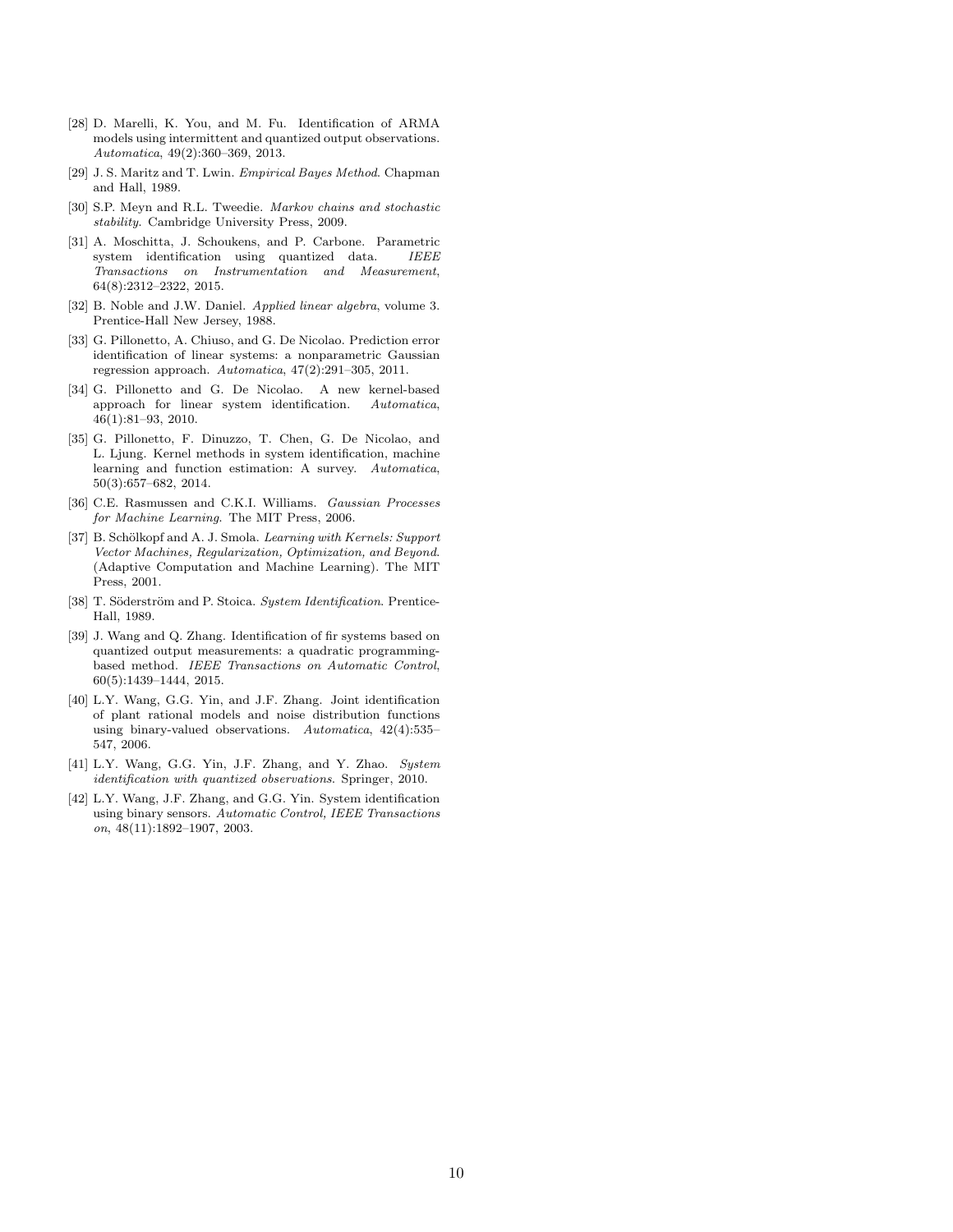[28] D. Marelli, K. You, and M. Fu. Identification of ARMA models using intermittent and quantized output observations. *Automatica*, 49(2):360–369, 2013.

[29] J. S. Maritz and T. Lwin. *Empirical Bayes Method*. Chapman and Hall, 1989.

[30] S.P. Meyn and R.L. Tweedie. *Markov chains and stochastic stability*. Cambridge University Press, 2009.

[31] A. Moschitta, J. Schoukens, and P. Carbone. Parametric system identification using quantized data. *IEEE Transactions on Instrumentation and Measurement*, 64(8):2312–2322, 2015.

[32] B. Noble and J.W. Daniel. *Applied linear algebra*, volume 3. Prentice-Hall New Jersey, 1988.

[33] G. Pillonetto, A. Chiuso, and G. De Nicolao. Prediction error identification of linear systems: a nonparametric Gaussian regression approach. *Automatica*, 47(2):291–305, 2011.

[34] G. Pillonetto and G. De Nicolao. A new kernel-based approach for linear system identification. *Automatica*, 46(1):81–93, 2010.

[35] G. Pillonetto, F. Dinuzzo, T. Chen, G. De Nicolao, and L. Ljung. Kernel methods in system identification, machine learning and function estimation: A survey. *Automatica*, 50(3):657–682, 2014.

[36] C.E. Rasmussen and C.K.I. Williams. *Gaussian Processes for Machine Learning*. The MIT Press, 2006.

[37] B. Schölkopf and A. J. Smola. *Learning with Kernels: Support Vector Machines, Regularization, Optimization, and Beyond*. (Adaptive Computation and Machine Learning). The MIT Press, 2001.

[38] T. Söderström and P. Stoica. *System Identification*. Prentice-Hall, 1989.

[39] J. Wang and Q. Zhang. Identification of fir systems based on quantized output measurements: a quadratic programming-based method. *IEEE Transactions on Automatic Control*, 60(5):1439–1444, 2015.

[40] L.Y. Wang, G.G. Yin, and J.F. Zhang. Joint identification of plant rational models and noise distribution functions using binary-valued observations. *Automatica*, 42(4):535–547, 2006.

[41] L.Y. Wang, G.G. Yin, J.F. Zhang, and Y. Zhao. *System identification with quantized observations*. Springer, 2010.

[42] L.Y. Wang, J.F. Zhang, and G.G. Yin. System identification using binary sensors. *Automatic Control, IEEE Transactions on*, 48(11):1892–1907, 2003.